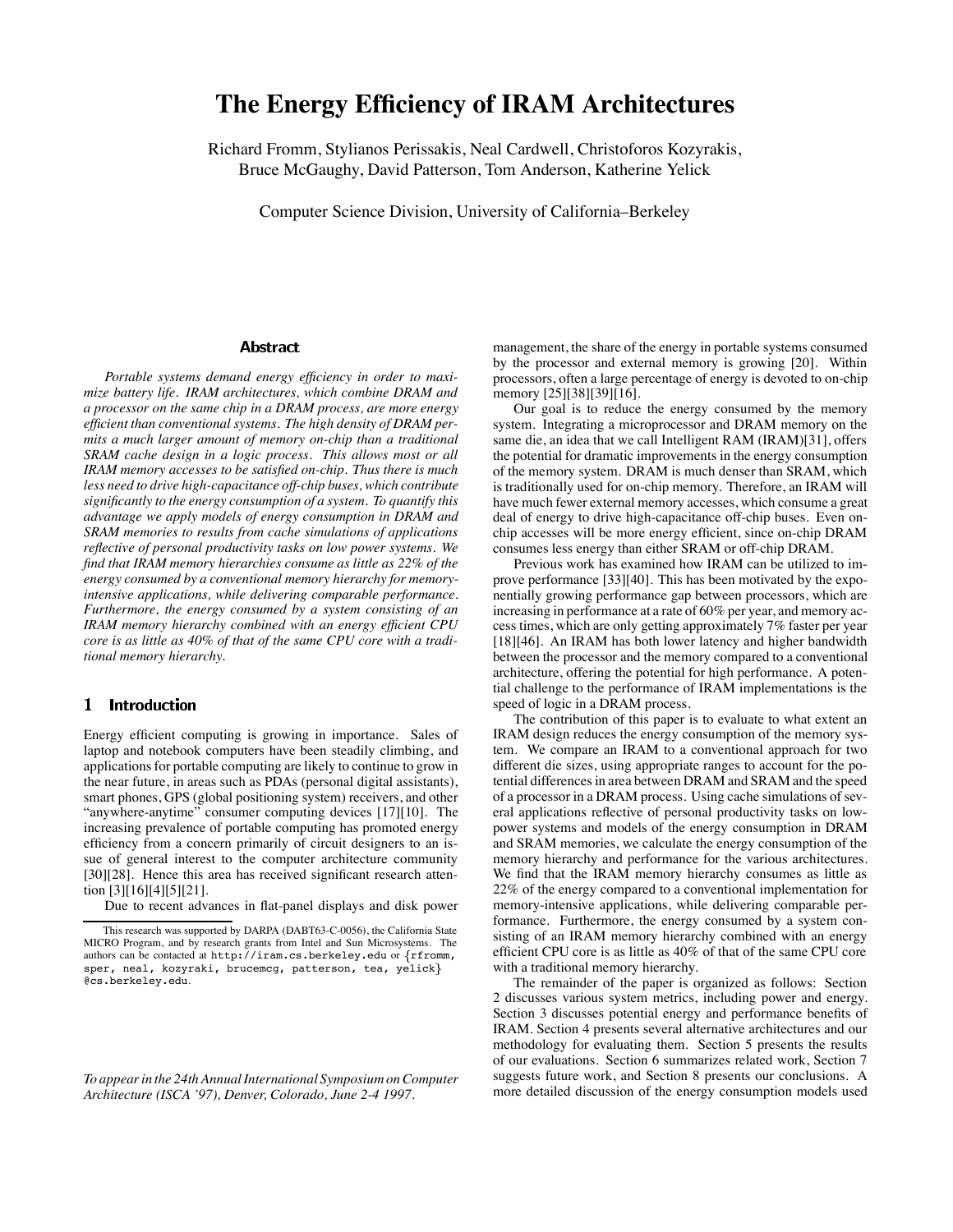// Conference name / hackathon / year omitted as running metadata? It's a footnote-like "To appear in..." — include as content.

# The Energy Efficiency of IRAM Architectures

Richard Fromm, Stylianos Perissakis, Neal Cardwell, Christoforos Kozyrakis, Bruce McGaughy, David Patterson, Tom Anderson, Katherine Yelick

Computer Science Division, University of California–Berkeley

### Abstract

*Portable systems demand energy efficiency in order to maximize battery life. IRAM architectures, which combine DRAM and a processor on the same chip in a DRAM process, are more energy efficient than conventional systems. The high density of DRAM permits a much larger amount of memory on-chip than a traditional SRAM cache design in a logic process. This allows most or all IRAM memory accesses to be satisfied on-chip. Thus there is much less need to drive high-capacitance off-chip buses, which contribute significantly to the energy consumption of a system. To quantify this advantage we apply models of energy consumption in DRAM and SRAM memories to results from cache simulations of applications reflective of personal productivity tasks on low power systems. We find that IRAM memory hierarchies consume as little as 22% of the energy consumed by a conventional memory hierarchy for memory-intensive applications, while delivering comparable performance. Furthermore, the energy consumed by a system consisting of an IRAM memory hierarchy combined with an energy efficient CPU core is as little as 40% of that of the same CPU core with a traditional memory hierarchy.*

## 1 Introduction

Energy efficient computing is growing in importance. Sales of laptop and notebook computers have been steadily climbing, and applications for portable computing are likely to continue to grow in the near future, in areas such as PDAs (personal digital assistants), smart phones, GPS (global positioning system) receivers, and other "anywhere-anytime" consumer computing devices [17][10]. The increasing prevalence of portable computing has promoted energy efficiency from a concern primarily of circuit designers to an issue of general interest to the computer architecture community [30][28]. Hence this area has received significant research attention [3][16][4][5][21].

Due to recent advances in flat-panel displays and disk power management, the share of the energy in portable systems consumed by the processor and external memory is growing [20]. Within processors, often a large percentage of energy is devoted to on-chip memory [25][38][39][16].

Our goal is to reduce the energy consumed by the memory system. Integrating a microprocessor and DRAM memory on the same die, an idea that we call Intelligent RAM (IRAM)[31], offers the potential for dramatic improvements in the energy consumption of the memory system. DRAM is much denser than SRAM, which is traditionally used for on-chip memory. Therefore, an IRAM will have much fewer external memory accesses, which consume a great deal of energy to drive high-capacitance off-chip buses. Even on-chip accesses will be more energy efficient, since on-chip DRAM consumes less energy than either SRAM or off-chip DRAM.

Previous work has examined how IRAM can be utilized to improve performance [33][40]. This has been motivated by the exponentially growing performance gap between processors, which are increasing in performance at a rate of 60% per year, and memory access times, which are only getting approximately 7% faster per year [18][46]. An IRAM has both lower latency and higher bandwidth between the processor and the memory compared to a conventional architecture, offering the potential for high performance. A potential challenge to the performance of IRAM implementations is the speed of logic in a DRAM process.

The contribution of this paper is to evaluate to what extent an IRAM design reduces the energy consumption of the memory system. We compare an IRAM to a conventional approach for two different die sizes, using appropriate ranges to account for the potential differences in area between DRAM and SRAM and the speed of a processor in a DRAM process. Using cache simulations of several applications reflective of personal productivity tasks on low-power systems and models of the energy consumption in DRAM and SRAM memories, we calculate the energy consumption of the memory hierarchy and performance for the various architectures. We find that the IRAM memory hierarchy consumes as little as 22% of the energy compared to a conventional implementation for memory-intensive applications, while delivering comparable performance. Furthermore, the energy consumed by a system consisting of an IRAM memory hierarchy combined with an energy efficient CPU core is as little as 40% of that of the same CPU core with a traditional memory hierarchy.

The remainder of the paper is organized as follows: Section 2 discusses various system metrics, including power and energy. Section 3 discusses potential energy and performance benefits of IRAM. Section 4 presents several alternative architectures and our methodology for evaluating them. Section 5 presents the results of our evaluations. Section 6 summarizes related work, Section 7 suggests future work, and Section 8 presents our conclusions. A more detailed discussion of the energy consumption models used

---

This research was supported by DARPA (DABT63-C-0056), the California State MICRO Program, and by research grants from Intel and Sun Microsystems. The authors can be contacted at http://iram.cs.berkeley.edu or {rfromm, sper, neal, kozyraki, brucemcg, patterson, tea, yelick} @cs.berkeley.edu.

*To appear in the 24th Annual International Symposium on Computer Architecture (ISCA '97), Denver, Colorado, June 2-4 1997.*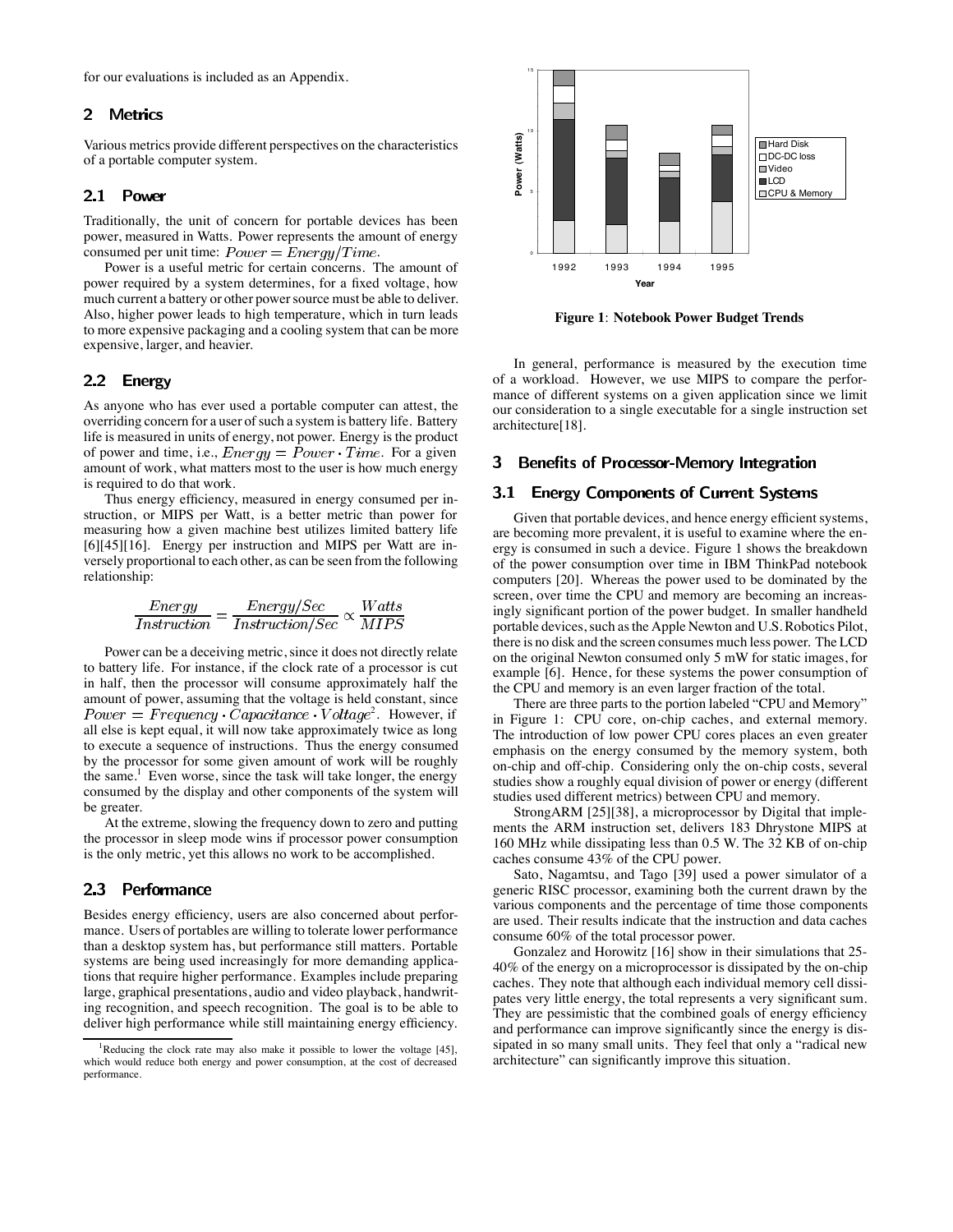for our evaluations is included as an Appendix.

## 2 Metrics

Various metrics provide different perspectives on the characteristics of a portable computer system.

### 2.1 Power

Traditionally, the unit of concern for portable devices has been power, measured in Watts. Power represents the amount of energy consumed per unit time: $Power = Energy/Time$.

Power is a useful metric for certain concerns. The amount of power required by a system determines, for a fixed voltage, how much current a battery or other power source must be able to deliver. Also, higher power leads to high temperature, which in turn leads to more expensive packaging and a cooling system that can be more expensive, larger, and heavier.

### 2.2 Energy

As anyone who has ever used a portable computer can attest, the overriding concern for a user of such a system is battery life. Battery life is measured in units of energy, not power. Energy is the product of power and time, i.e., $Energy = Power \cdot Time$. For a given amount of work, what matters most to the user is how much energy is required to do that work.

Thus energy efficiency, measured in energy consumed per instruction, or MIPS per Watt, is a better metric than power for measuring how a given machine best utilizes limited battery life [6][45][16]. Energy per instruction and MIPS per Watt are inversely proportional to each other, as can be seen from the following relationship:

$$\frac{Energy}{Instruction} = \frac{Energy/Sec}{Instruction/Sec} \propto \frac{Watts}{MIPS}$$

Power can be a deceiving metric, since it does not directly relate to battery life. For instance, if the clock rate of a processor is cut in half, then the processor will consume approximately half the amount of power, assuming that the voltage is held constant, since $Power = Frequency \cdot Capacitance \cdot Voltage^2$. However, if all else is kept equal, it will now take approximately twice as long to execute a sequence of instructions. Thus the energy consumed by the processor for some given amount of work will be roughly the same.[1] Even worse, since the task will take longer, the energy consumed by the display and other components of the system will be greater.

At the extreme, slowing the frequency down to zero and putting the processor in sleep mode wins if processor power consumption is the only metric, yet this allows no work to be accomplished.

### 2.3 Performance

Besides energy efficiency, users are also concerned about performance. Users of portables are willing to tolerate lower performance than a desktop system has, but performance still matters. Portable systems are being used increasingly for more demanding applications that require higher performance. Examples include preparing large, graphical presentations, audio and video playback, handwriting recognition, and speech recognition. The goal is to be able to deliver high performance while still maintaining energy efficiency.

[1] Reducing the clock rate may also make it possible to lower the voltage [45], which would reduce both energy and power consumption, at the cost of decreased performance.

**Figure 1**: **Notebook Power Budget Trends**

In general, performance is measured by the execution time of a workload. However, we use MIPS to compare the performance of different systems on a given application since we limit our consideration to a single executable for a single instruction set architecture[18].

## 3 Benefits of Processor-Memory Integration

### 3.1 Energy Components of Current Systems

Given that portable devices, and hence energy efficient systems, are becoming more prevalent, it is useful to examine where the energy is consumed in such a device. Figure 1 shows the breakdown of the power consumption over time in IBM ThinkPad notebook computers [20]. Whereas the power used to be dominated by the screen, over time the CPU and memory are becoming an increasingly significant portion of the power budget. In smaller handheld portable devices, such as the Apple Newton and U.S. Robotics Pilot, there is no disk and the screen consumes much less power. The LCD on the original Newton consumed only 5 mW for static images, for example [6]. Hence, for these systems the power consumption of the CPU and memory is an even larger fraction of the total.

There are three parts to the portion labeled "CPU and Memory" in Figure 1: CPU core, on-chip caches, and external memory. The introduction of low power CPU cores places an even greater emphasis on the energy consumed by the memory system, both on-chip and off-chip. Considering only the on-chip costs, several studies show a roughly equal division of power or energy (different studies used different metrics) between CPU and memory.

StrongARM [25][38], a microprocessor by Digital that implements the ARM instruction set, delivers 183 Dhrystone MIPS at 160 MHz while dissipating less than 0.5 W. The 32 KB of on-chip caches consume 43% of the CPU power.

Sato, Nagamtsu, and Tago [39] used a power simulator of a generic RISC processor, examining both the current drawn by the various components and the percentage of time those components are used. Their results indicate that the instruction and data caches consume 60% of the total processor power.

Gonzalez and Horowitz [16] show in their simulations that 25-40% of the energy on a microprocessor is dissipated by the on-chip caches. They note that although each individual memory cell dissipates very little energy, the total represents a very significant sum. They are pessimistic that the combined goals of energy efficiency and performance can improve significantly since the energy is dissipated in so many small units. They feel that only a "radical new architecture" can significantly improve this situation.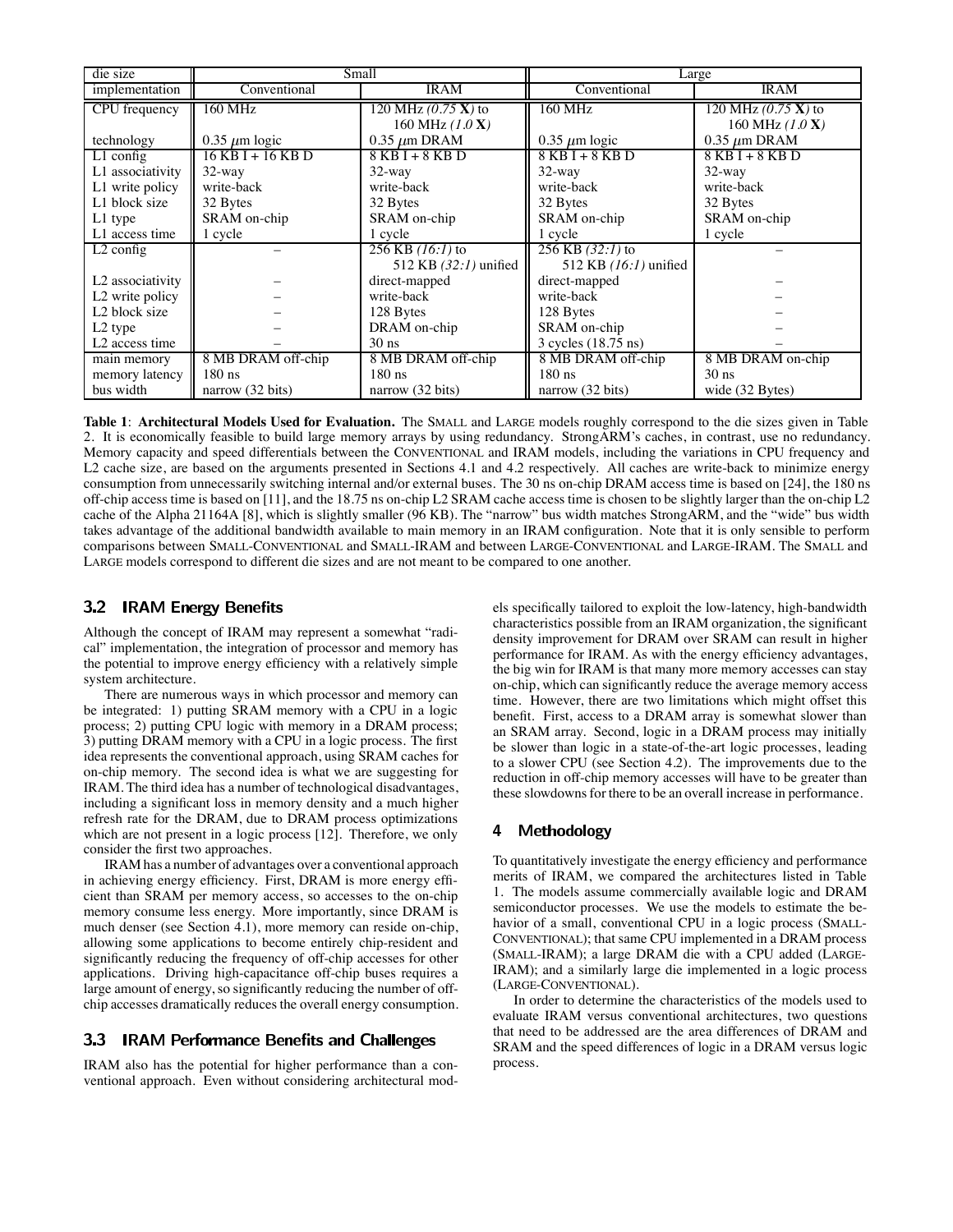| die size | Small | | Large | |
|---|---|---|---|---|
| implementation | Conventional | IRAM | Conventional | IRAM |
| CPU frequency | 160 MHz | 120 MHz *(0.75* **X***)* to 160 MHz *(1.0* **X***)* | 160 MHz | 120 MHz *(0.75* **X***)* to 160 MHz *(1.0* **X***)* |
| technology | 0.35 $\mu$m logic | 0.35 $\mu$m DRAM | 0.35 $\mu$m logic | 0.35 $\mu$m DRAM |
| L1 config | 16 KB I + 16 KB D | 8 KB I + 8 KB D | 8 KB I + 8 KB D | 8 KB I + 8 KB D |
| L1 associativity | 32-way | 32-way | 32-way | 32-way |
| L1 write policy | write-back | write-back | write-back | write-back |
| L1 block size | 32 Bytes | 32 Bytes | 32 Bytes | 32 Bytes |
| L1 type | SRAM on-chip | SRAM on-chip | SRAM on-chip | SRAM on-chip |
| L1 access time | 1 cycle | 1 cycle | 1 cycle | 1 cycle |
| L2 config | – | 256 KB *(16:1)* to 512 KB *(32:1)* unified | 256 KB *(32:1)* to 512 KB *(16:1)* unified | – |
| L2 associativity | – | direct-mapped | direct-mapped | – |
| L2 write policy | – | write-back | write-back | – |
| L2 block size | – | 128 Bytes | 128 Bytes | – |
| L2 type | – | DRAM on-chip | SRAM on-chip | – |
| L2 access time | – | 30 ns | 3 cycles (18.75 ns) | – |
| main memory | 8 MB DRAM off-chip | 8 MB DRAM off-chip | 8 MB DRAM off-chip | 8 MB DRAM on-chip |
| memory latency | 180 ns | 180 ns | 180 ns | 30 ns |
| bus width | narrow (32 bits) | narrow (32 bits) | narrow (32 bits) | wide (32 Bytes) |

**Table 1**: **Architectural Models Used for Evaluation.** The SMALL and LARGE models roughly correspond to the die sizes given in Table 2. It is economically feasible to build large memory arrays by using redundancy. StrongARM's caches, in contrast, use no redundancy. Memory capacity and speed differentials between the CONVENTIONAL and IRAM models, including the variations in CPU frequency and L2 cache size, are based on the arguments presented in Sections 4.1 and 4.2 respectively. All caches are write-back to minimize energy consumption from unnecessarily switching internal and/or external buses. The 30 ns on-chip DRAM access time is based on [24], the 180 ns off-chip access time is based on [11], and the 18.75 ns on-chip L2 SRAM cache access time is chosen to be slightly larger than the on-chip L2 cache of the Alpha 21164A [8], which is slightly smaller (96 KB). The "narrow" bus width matches StrongARM, and the "wide" bus width takes advantage of the additional bandwidth available to main memory in an IRAM configuration. Note that it is only sensible to perform comparisons between SMALL-CONVENTIONAL and SMALL-IRAM and between LARGE-CONVENTIONAL and LARGE-IRAM. The SMALL and LARGE models correspond to different die sizes and are not meant to be compared to one another.

## 3.2 IRAM Energy Benefits

Although the concept of IRAM may represent a somewhat "radical" implementation, the integration of processor and memory has the potential to improve energy efficiency with a relatively simple system architecture.

There are numerous ways in which processor and memory can be integrated: 1) putting SRAM memory with a CPU in a logic process; 2) putting CPU logic with memory in a DRAM process; 3) putting DRAM memory with a CPU in a logic process. The first idea represents the conventional approach, using SRAM caches for on-chip memory. The second idea is what we are suggesting for IRAM. The third idea has a number of technological disadvantages, including a significant loss in memory density and a much higher refresh rate for the DRAM, due to DRAM process optimizations which are not present in a logic process [12]. Therefore, we only consider the first two approaches.

IRAM has a number of advantages over a conventional approach in achieving energy efficiency. First, DRAM is more energy efficient than SRAM per memory access, so accesses to the on-chip memory consume less energy. More importantly, since DRAM is much denser (see Section 4.1), more memory can reside on-chip, allowing some applications to become entirely chip-resident and significantly reducing the frequency of off-chip accesses for other applications. Driving high-capacitance off-chip buses requires a large amount of energy, so significantly reducing the number of off-chip accesses dramatically reduces the overall energy consumption.

## 3.3 IRAM Performance Benefits and Challenges

IRAM also has the potential for higher performance than a conventional approach. Even without considering architectural models specifically tailored to exploit the low-latency, high-bandwidth characteristics possible from an IRAM organization, the significant density improvement for DRAM over SRAM can result in higher performance for IRAM. As with the energy efficiency advantages, the big win for IRAM is that many more memory accesses can stay on-chip, which can significantly reduce the average memory access time. However, there are two limitations which might offset this benefit. First, access to a DRAM array is somewhat slower than an SRAM array. Second, logic in a DRAM process may initially be slower than logic in a state-of-the-art logic processes, leading to a slower CPU (see Section 4.2). The improvements due to the reduction in off-chip memory accesses will have to be greater than these slowdowns for there to be an overall increase in performance.

# 4 Methodology

To quantitatively investigate the energy efficiency and performance merits of IRAM, we compared the architectures listed in Table 1. The models assume commercially available logic and DRAM semiconductor processes. We use the models to estimate the behavior of a small, conventional CPU in a logic process (SMALL-CONVENTIONAL); that same CPU implemented in a DRAM process (SMALL-IRAM); a large DRAM die with a CPU added (LARGE-IRAM); and a similarly large die implemented in a logic process (LARGE-CONVENTIONAL).

In order to determine the characteristics of the models used to evaluate IRAM versus conventional architectures, two questions that need to be addressed are the area differences of DRAM and SRAM and the speed differences of logic in a DRAM versus logic process.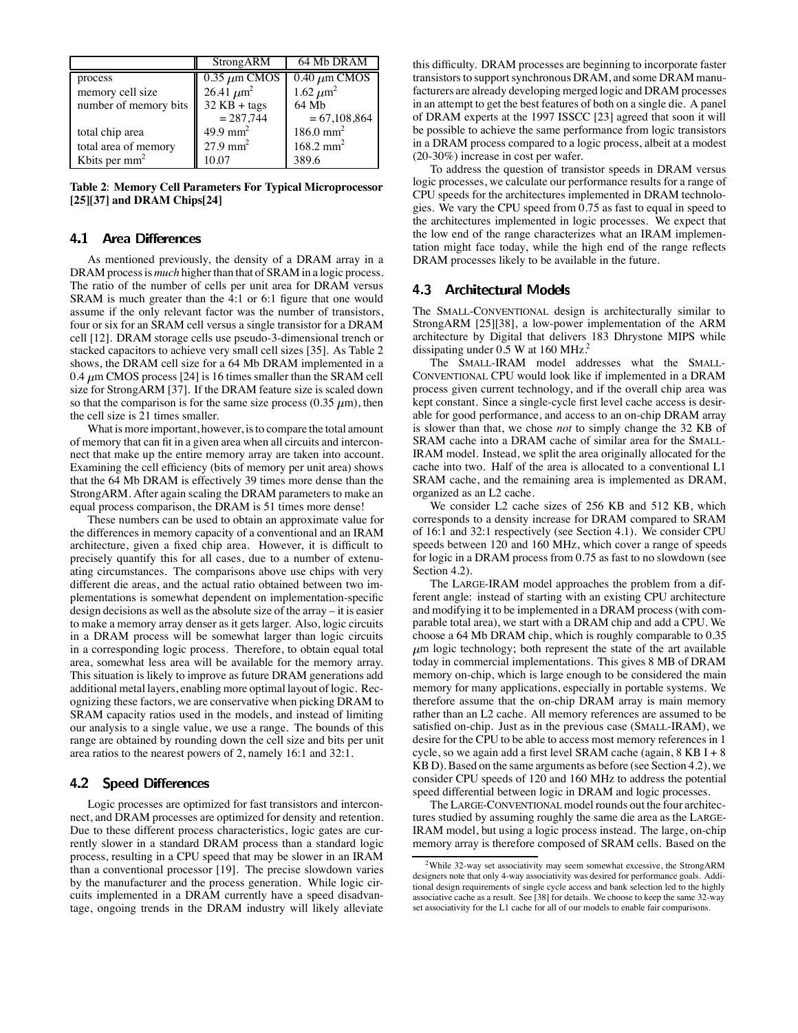| | StrongARM | 64 Mb DRAM |
|---|---|---|
| process | 0.35 $\mu$m CMOS | 0.40 $\mu$m CMOS |
| memory cell size | 26.41 $\mu m^2$ | 1.62 $\mu m^2$ |
| number of memory bits | 32 KB + tags = 287,744 | 64 Mb = 67,108,864 |
| total chip area | 49.9 $mm^2$ | 186.0 $mm^2$ |
| total area of memory | 27.9 $mm^2$ | 168.2 $mm^2$ |
| Kbits per $mm^2$ | 10.07 | 389.6 |

**Table 2**: **Memory Cell Parameters For Typical Microprocessor [25][37] and DRAM Chips[24]**

## 4.1 Area Differences

As mentioned previously, the density of a DRAM array in a DRAM process is *much* higher than that of SRAM in a logic process. The ratio of the number of cells per unit area for DRAM versus SRAM is much greater than the 4:1 or 6:1 figure that one would assume if the only relevant factor was the number of transistors, four or six for an SRAM cell versus a single transistor for a DRAM cell [12]. DRAM storage cells use pseudo-3-dimensional trench or stacked capacitors to achieve very small cell sizes [35]. As Table 2 shows, the DRAM cell size for a 64 Mb DRAM implemented in a 0.4 $\mu$m CMOS process [24] is 16 times smaller than the SRAM cell size for StrongARM [37]. If the DRAM feature size is scaled down so that the comparison is for the same size process (0.35 $\mu$m), then the cell size is 21 times smaller.

What is more important, however, is to compare the total amount of memory that can fit in a given area when all circuits and interconnect that make up the entire memory array are taken into account. Examining the cell efficiency (bits of memory per unit area) shows that the 64 Mb DRAM is effectively 39 times more dense than the StrongARM. After again scaling the DRAM parameters to make an equal process comparison, the DRAM is 51 times more dense!

These numbers can be used to obtain an approximate value for the differences in memory capacity of a conventional and an IRAM architecture, given a fixed chip area. However, it is difficult to precisely quantify this for all cases, due to a number of extenuating circumstances. The comparisons above use chips with very different die areas, and the actual ratio obtained between two implementations is somewhat dependent on implementation-specific design decisions as well as the absolute size of the array – it is easier to make a memory array denser as it gets larger. Also, logic circuits in a DRAM process will be somewhat larger than logic circuits in a corresponding logic process. Therefore, to obtain equal total area, somewhat less area will be available for the memory array. This situation is likely to improve as future DRAM generations add additional metal layers, enabling more optimal layout of logic. Recognizing these factors, we are conservative when picking DRAM to SRAM capacity ratios used in the models, and instead of limiting our analysis to a single value, we use a range. The bounds of this range are obtained by rounding down the cell size and bits per unit area ratios to the nearest powers of 2, namely 16:1 and 32:1.

## 4.2 Speed Differences

Logic processes are optimized for fast transistors and interconnect, and DRAM processes are optimized for density and retention. Due to these different process characteristics, logic gates are currently slower in a standard DRAM process than a standard logic process, resulting in a CPU speed that may be slower in an IRAM than a conventional processor [19]. The precise slowdown varies by the manufacturer and the process generation. While logic circuits implemented in a DRAM currently have a speed disadvantage, ongoing trends in the DRAM industry will likely alleviate this difficulty. DRAM processes are beginning to incorporate faster transistors to support synchronous DRAM, and some DRAM manufacturers are already developing merged logic and DRAM processes in an attempt to get the best features of both on a single die. A panel of DRAM experts at the 1997 ISSCC [23] agreed that soon it will be possible to achieve the same performance from logic transistors in a DRAM process compared to a logic process, albeit at a modest (20-30%) increase in cost per wafer.

To address the question of transistor speeds in DRAM versus logic processes, we calculate our performance results for a range of CPU speeds for the architectures implemented in DRAM technologies. We vary the CPU speed from 0.75 as fast to equal in speed to the architectures implemented in logic processes. We expect that the low end of the range characterizes what an IRAM implementation might face today, while the high end of the range reflects DRAM processes likely to be available in the future.

## 4.3 Architectural Models

The SMALL-CONVENTIONAL design is architecturally similar to StrongARM [25][38], a low-power implementation of the ARM architecture by Digital that delivers 183 Dhrystone MIPS while dissipating under 0.5 W at 160 MHz.[2]

The SMALL-IRAM model addresses what the SMALL-CONVENTIONAL CPU would look like if implemented in a DRAM process given current technology, and if the overall chip area was kept constant. Since a single-cycle first level cache access is desirable for good performance, and access to an on-chip DRAM array is slower than that, we chose *not* to simply change the 32 KB of SRAM cache into a DRAM cache of similar area for the SMALL-IRAM model. Instead, we split the area originally allocated for the cache into two. Half of the area is allocated to a conventional L1 SRAM cache, and the remaining area is implemented as DRAM, organized as an L2 cache.

We consider L2 cache sizes of 256 KB and 512 KB, which corresponds to a density increase for DRAM compared to SRAM of 16:1 and 32:1 respectively (see Section 4.1). We consider CPU speeds between 120 and 160 MHz, which cover a range of speeds for logic in a DRAM process from 0.75 as fast to no slowdown (see Section 4.2).

The LARGE-IRAM model approaches the problem from a different angle: instead of starting with an existing CPU architecture and modifying it to be implemented in a DRAM process (with comparable total area), we start with a DRAM chip and add a CPU. We choose a 64 Mb DRAM chip, which is roughly comparable to 0.35 $\mu$m logic technology; both represent the state of the art available today in commercial implementations. This gives 8 MB of DRAM memory on-chip, which is large enough to be considered the main memory for many applications, especially in portable systems. We therefore assume that the on-chip DRAM array is main memory rather than an L2 cache. All memory references are assumed to be satisfied on-chip. Just as in the previous case (SMALL-IRAM), we desire for the CPU to be able to access most memory references in 1 cycle, so we again add a first level SRAM cache (again, 8 KB I + 8 KB D). Based on the same arguments as before (see Section 4.2), we consider CPU speeds of 120 and 160 MHz to address the potential speed differential between logic in DRAM and logic processes.

The LARGE-CONVENTIONAL model rounds out the four architectures studied by assuming roughly the same die area as the LARGE-IRAM model, but using a logic process instead. The large, on-chip memory array is therefore composed of SRAM cells. Based on the

[2] While 32-way set associativity may seem somewhat excessive, the StrongARM designers note that only 4-way associativity was desired for performance goals. Additional design requirements of single cycle access and bank selection led to the highly associative cache as a result. See [38] for details. We choose to keep the same 32-way set associativity for the L1 cache for all of our models to enable fair comparisons.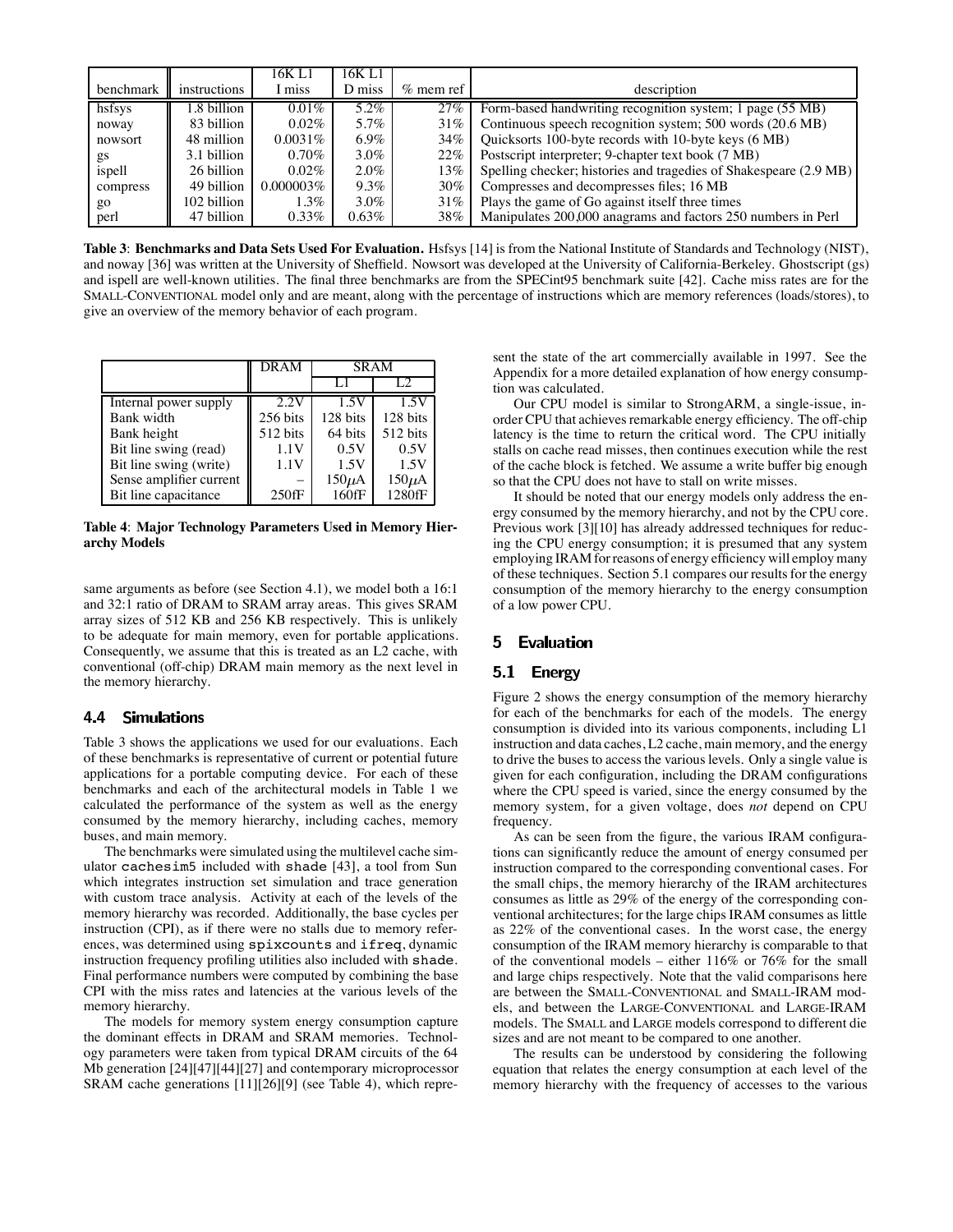| benchmark | instructions | 16K L1 I miss | 16K L1 D miss | % mem ref | description |
|---|---|---|---|---|---|
| hsfsys | 1.8 billion | 0.01% | 5.2% | 27% | Form-based handwriting recognition system; 1 page (55 MB) |
| noway | 83 billion | 0.02% | 5.7% | 31% | Continuous speech recognition system; 500 words (20.6 MB) |
| nowsort | 48 million | 0.0031% | 6.9% | 34% | Quicksorts 100-byte records with 10-byte keys (6 MB) |
| gs | 3.1 billion | 0.70% | 3.0% | 22% | Postscript interpreter; 9-chapter text book (7 MB) |
| ispell | 26 billion | 0.02% | 2.0% | 13% | Spelling checker; histories and tragedies of Shakespeare (2.9 MB) |
| compress | 49 billion | 0.000003% | 9.3% | 30% | Compresses and decompresses files; 16 MB |
| go | 102 billion | 1.3% | 3.0% | 31% | Plays the game of Go against itself three times |
| perl | 47 billion | 0.33% | 0.63% | 38% | Manipulates 200,000 anagrams and factors 250 numbers in Perl |

**Table 3**: **Benchmarks and Data Sets Used For Evaluation.** Hsfsys [14] is from the National Institute of Standards and Technology (NIST), and noway [36] was written at the University of Sheffield. Nowsort was developed at the University of California-Berkeley. Ghostscript (gs) and ispell are well-known utilities. The final three benchmarks are from the SPECint95 benchmark suite [42]. Cache miss rates are for the SMALL-CONVENTIONAL model only and are meant, along with the percentage of instructions which are memory references (loads/stores), to give an overview of the memory behavior of each program.

| | DRAM | SRAM | |
|---|---|---|---|
| | | L1 | L2 |
| Internal power supply | 2.2V | 1.5V | 1.5V |
| Bank width | 256 bits | 128 bits | 128 bits |
| Bank height | 512 bits | 64 bits | 512 bits |
| Bit line swing (read) | 1.1V | 0.5V | 0.5V |
| Bit line swing (write) | 1.1V | 1.5V | 1.5V |
| Sense amplifier current | – | 150$\mu$A | 150$\mu$A |
| Bit line capacitance | 250fF | 160fF | 1280fF |

**Table 4**: **Major Technology Parameters Used in Memory Hierarchy Models**

same arguments as before (see Section 4.1), we model both a 16:1 and 32:1 ratio of DRAM to SRAM array areas. This gives SRAM array sizes of 512 KB and 256 KB respectively. This is unlikely to be adequate for main memory, even for portable applications. Consequently, we assume that this is treated as an L2 cache, with conventional (off-chip) DRAM main memory as the next level in the memory hierarchy.

## 4.4 Simulations

Table 3 shows the applications we used for our evaluations. Each of these benchmarks is representative of current or potential future applications for a portable computing device. For each of these benchmarks and each of the architectural models in Table 1 we calculated the performance of the system as well as the energy consumed by the memory hierarchy, including caches, memory buses, and main memory.

The benchmarks were simulated using the multilevel cache simulator `cachesim5` included with `shade` [43], a tool from Sun which integrates instruction set simulation and trace generation with custom trace analysis. Activity at each of the levels of the memory hierarchy was recorded. Additionally, the base cycles per instruction (CPI), as if there were no stalls due to memory references, was determined using `spixcounts` and `ifreq`, dynamic instruction frequency profiling utilities also included with `shade`. Final performance numbers were computed by combining the base CPI with the miss rates and latencies at the various levels of the memory hierarchy.

The models for memory system energy consumption capture the dominant effects in DRAM and SRAM memories. Technology parameters were taken from typical DRAM circuits of the 64 Mb generation [24][47][44][27] and contemporary microprocessor SRAM cache generations [11][26][9] (see Table 4), which represent the state of the art commercially available in 1997. See the Appendix for a more detailed explanation of how energy consumption was calculated.

Our CPU model is similar to StrongARM, a single-issue, in-order CPU that achieves remarkable energy efficiency. The off-chip latency is the time to return the critical word. The CPU initially stalls on cache read misses, then continues execution while the rest of the cache block is fetched. We assume a write buffer big enough so that the CPU does not have to stall on write misses.

It should be noted that our energy models only address the energy consumed by the memory hierarchy, and not by the CPU core. Previous work [3][10] has already addressed techniques for reducing the CPU energy consumption; it is presumed that any system employing IRAM for reasons of energy efficiency will employ many of these techniques. Section 5.1 compares our results for the energy consumption of the memory hierarchy to the energy consumption of a low power CPU.

# 5 Evaluation

## 5.1 Energy

Figure 2 shows the energy consumption of the memory hierarchy for each of the benchmarks for each of the models. The energy consumption is divided into its various components, including L1 instruction and data caches, L2 cache, main memory, and the energy to drive the buses to access the various levels. Only a single value is given for each configuration, including the DRAM configurations where the CPU speed is varied, since the energy consumed by the memory system, for a given voltage, does *not* depend on CPU frequency.

As can be seen from the figure, the various IRAM configurations can significantly reduce the amount of energy consumed per instruction compared to the corresponding conventional cases. For the small chips, the memory hierarchy of the IRAM architectures consumes as little as 29% of the energy of the corresponding conventional architectures; for the large chips IRAM consumes as little as 22% of the conventional cases. In the worst case, the energy consumption of the IRAM memory hierarchy is comparable to that of the conventional models – either 116% or 76% for the small and large chips respectively. Note that the valid comparisons here are between the SMALL-CONVENTIONAL and SMALL-IRAM models, and between the LARGE-CONVENTIONAL and LARGE-IRAM models. The SMALL and LARGE models correspond to different die sizes and are not meant to be compared to one another.

The results can be understood by considering the following equation that relates the energy consumption at each level of the memory hierarchy with the frequency of accesses to the various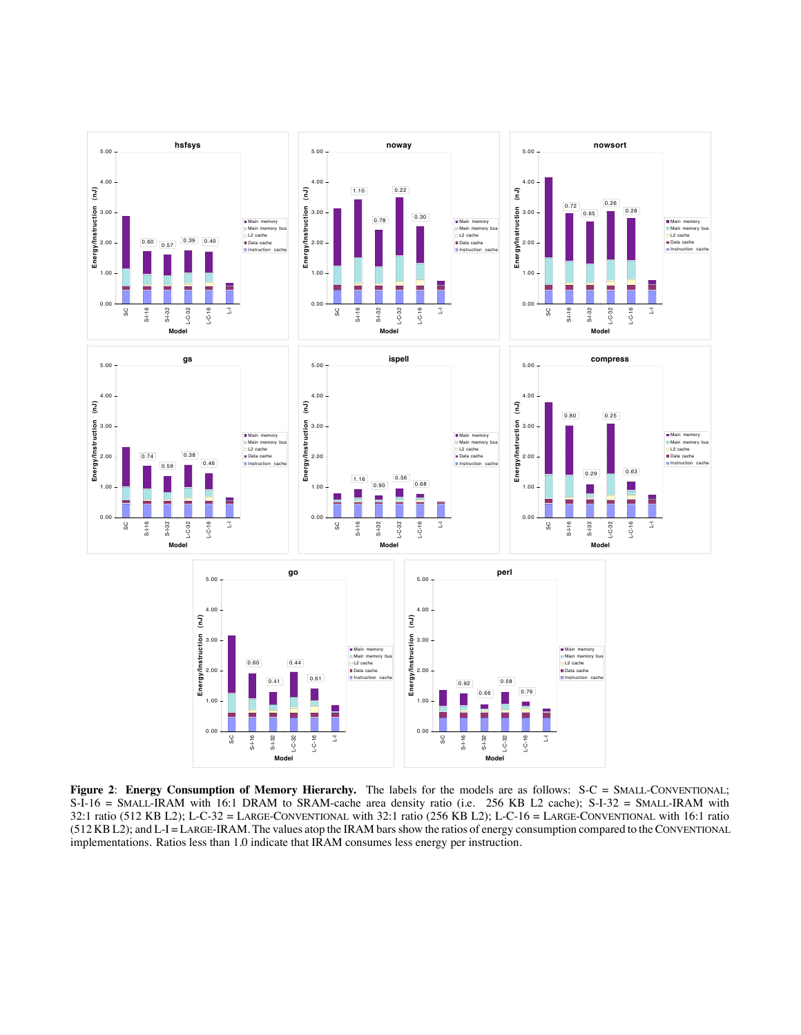**Figure 2**: **Energy Consumption of Memory Hierarchy.** The labels for the models are as follows: S-C = SMALL-CONVENTIONAL; S-I-16 = SMALL-IRAM with 16:1 DRAM to SRAM-cache area density ratio (i.e. 256 KB L2 cache); S-I-32 = SMALL-IRAM with 32:1 ratio (512 KB L2); L-C-32 = LARGE-CONVENTIONAL with 32:1 ratio (256 KB L2); L-C-16 = LARGE-CONVENTIONAL with 16:1 ratio (512 KB L2); and L-I = LARGE-IRAM. The values atop the IRAM bars show the ratios of energy consumption compared to the CONVENTIONAL implementations. Ratios less than 1.0 indicate that IRAM consumes less energy per instruction.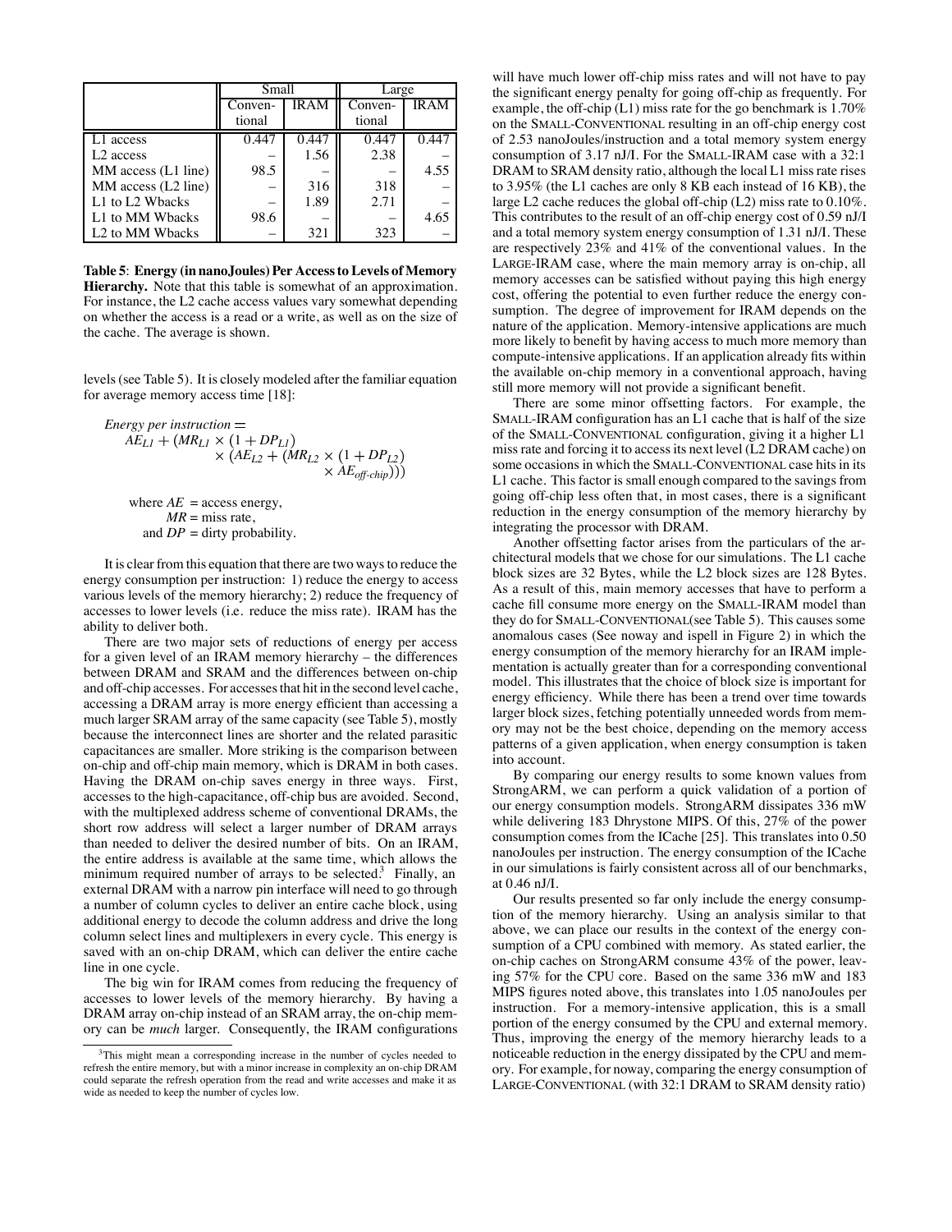| | Small | | Large | |
|---|---|---|---|---|
| | Conventional | IRAM | Conventional | IRAM |
| L1 access | 0.447 | 0.447 | 0.447 | 0.447 |
| L2 access | – | 1.56 | 2.38 | – |
| MM access (L1 line) | 98.5 | – | – | 4.55 |
| MM access (L2 line) | – | 316 | 318 | – |
| L1 to L2 Wbacks | – | 1.89 | 2.71 | – |
| L1 to MM Wbacks | 98.6 | – | – | 4.65 |
| L2 to MM Wbacks | – | 321 | 323 | – |

**Table 5**: **Energy (in nanoJoules) Per Access to Levels of Memory Hierarchy.** Note that this table is somewhat of an approximation. For instance, the L2 cache access values vary somewhat depending on whether the access is a read or a write, as well as on the size of the cache. The average is shown.

levels (see Table 5). It is closely modeled after the familiar equation for average memory access time [18]:

$$\begin{aligned} \textit{Energy per instruction} = &\ AE_{L1} + (MR_{L1} \times (1 + DP_{L1}) \\ &\times (AE_{L2} + (MR_{L2} \times (1 + DP_{L2}) \\ &\times AE_{off\text{-}chip}))) \end{aligned}$$

where $AE$ = access energy,
$MR$ = miss rate,
and $DP$ = dirty probability.

It is clear from this equation that there are two ways to reduce the energy consumption per instruction: 1) reduce the energy to access various levels of the memory hierarchy; 2) reduce the frequency of accesses to lower levels (i.e. reduce the miss rate). IRAM has the ability to deliver both.

There are two major sets of reductions of energy per access for a given level of an IRAM memory hierarchy – the differences between DRAM and SRAM and the differences between on-chip and off-chip accesses. For accesses that hit in the second level cache, accessing a DRAM array is more energy efficient than accessing a much larger SRAM array of the same capacity (see Table 5), mostly because the interconnect lines are shorter and the related parasitic capacitances are smaller. More striking is the comparison between on-chip and off-chip main memory, which is DRAM in both cases. Having the DRAM on-chip saves energy in three ways. First, accesses to the high-capacitance, off-chip bus are avoided. Second, with the multiplexed address scheme of conventional DRAMs, the short row address will select a larger number of DRAM arrays than needed to deliver the desired number of bits. On an IRAM, the entire address is available at the same time, which allows the minimum required number of arrays to be selected.[3] Finally, an external DRAM with a narrow pin interface will need to go through a number of column cycles to deliver an entire cache block, using additional energy to decode the column address and drive the long column select lines and multiplexers in every cycle. This energy is saved with an on-chip DRAM, which can deliver the entire cache line in one cycle.

The big win for IRAM comes from reducing the frequency of accesses to lower levels of the memory hierarchy. By having a DRAM array on-chip instead of an SRAM array, the on-chip memory can be *much* larger. Consequently, the IRAM configurations will have much lower off-chip miss rates and will not have to pay the significant energy penalty for going off-chip as frequently. For example, the off-chip (L1) miss rate for the go benchmark is 1.70% on the SMALL-CONVENTIONAL resulting in an off-chip energy cost of 2.53 nanoJoules/instruction and a total memory system energy consumption of 3.17 nJ/I. For the SMALL-IRAM case with a 32:1 DRAM to SRAM density ratio, although the local L1 miss rate rises to 3.95% (the L1 caches are only 8 KB each instead of 16 KB), the large L2 cache reduces the global off-chip (L2) miss rate to 0.10%. This contributes to the result of an off-chip energy cost of 0.59 nJ/I and a total memory system energy consumption of 1.31 nJ/I. These are respectively 23% and 41% of the conventional values. In the LARGE-IRAM case, where the main memory array is on-chip, all memory accesses can be satisfied without paying this high energy cost, offering the potential to even further reduce the energy consumption. The degree of improvement for IRAM depends on the nature of the application. Memory-intensive applications are much more likely to benefit by having access to much more memory than compute-intensive applications. If an application already fits within the available on-chip memory in a conventional approach, having still more memory will not provide a significant benefit.

There are some minor offsetting factors. For example, the SMALL-IRAM configuration has an L1 cache that is half of the size of the SMALL-CONVENTIONAL configuration, giving it a higher L1 miss rate and forcing it to access its next level (L2 DRAM cache) on some occasions in which the SMALL-CONVENTIONAL case hits in its L1 cache. This factor is small enough compared to the savings from going off-chip less often that, in most cases, there is a significant reduction in the energy consumption of the memory hierarchy by integrating the processor with DRAM.

Another offsetting factor arises from the particulars of the architectural models that we chose for our simulations. The L1 cache block sizes are 32 Bytes, while the L2 block sizes are 128 Bytes. As a result of this, main memory accesses that have to perform a cache fill consume more energy on the SMALL-IRAM model than they do for SMALL-CONVENTIONAL(see Table 5). This causes some anomalous cases (See noway and ispell in Figure 2) in which the energy consumption of the memory hierarchy for an IRAM implementation is actually greater than for a corresponding conventional model. This illustrates that the choice of block size is important for energy efficiency. While there has been a trend over time towards larger block sizes, fetching potentially unneeded words from memory may not be the best choice, depending on the memory access patterns of a given application, when energy consumption is taken into account.

By comparing our energy results to some known values from StrongARM, we can perform a quick validation of a portion of our energy consumption models. StrongARM dissipates 336 mW while delivering 183 Dhrystone MIPS. Of this, 27% of the power consumption comes from the ICache [25]. This translates into 0.50 nanoJoules per instruction. The energy consumption of the ICache in our simulations is fairly consistent across all of our benchmarks, at 0.46 nJ/I.

Our results presented so far only include the energy consumption of the memory hierarchy. Using an analysis similar to that above, we can place our results in the context of the energy consumption of a CPU combined with memory. As stated earlier, the on-chip caches on StrongARM consume 43% of the power, leaving 57% for the CPU core. Based on the same 336 mW and 183 MIPS figures noted above, this translates into 1.05 nanoJoules per instruction. For a memory-intensive application, this is a small portion of the energy consumed by the CPU and external memory. Thus, improving the energy of the memory hierarchy leads to a noticeable reduction in the energy dissipated by the CPU and memory. For example, for noway, comparing the energy consumption of LARGE-CONVENTIONAL (with 32:1 DRAM to SRAM density ratio)

[3] This might mean a corresponding increase in the number of cycles needed to refresh the entire memory, but with a minor increase in complexity an on-chip DRAM could separate the refresh operation from the read and write accesses and make it as wide as needed to keep the number of cycles low.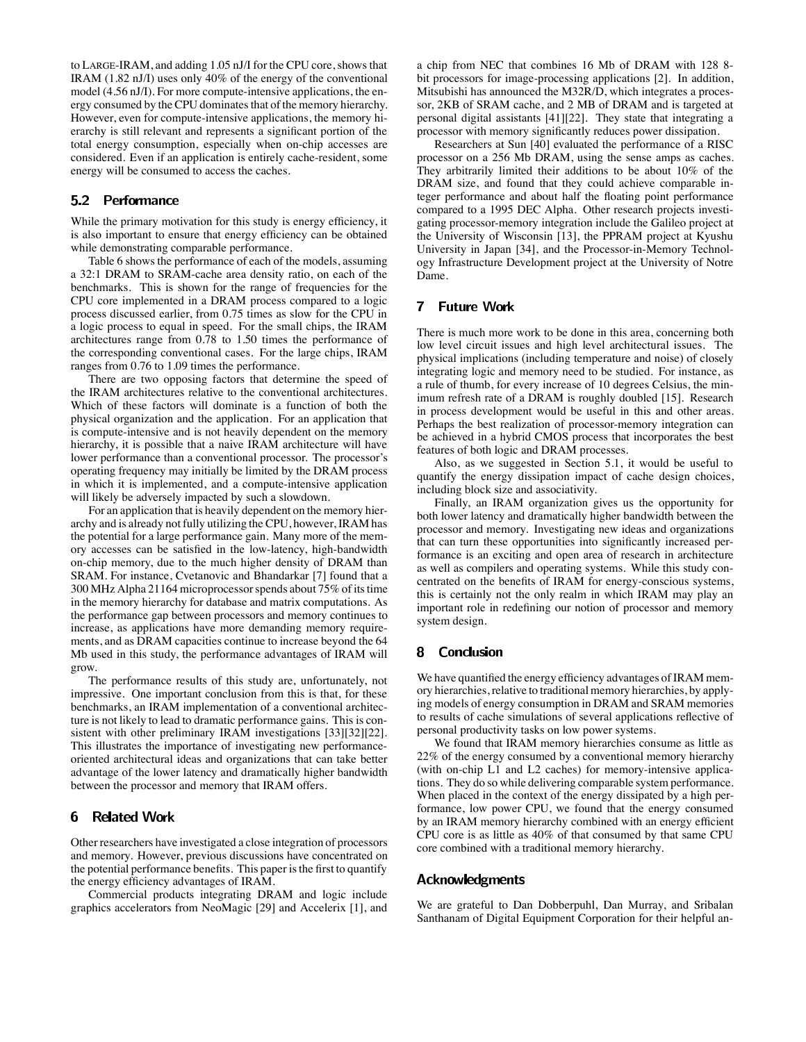to LARGE-IRAM, and adding 1.05 nJ/I for the CPU core, shows that IRAM (1.82 nJ/I) uses only 40% of the energy of the conventional model (4.56 nJ/I). For more compute-intensive applications, the energy consumed by the CPU dominates that of the memory hierarchy. However, even for compute-intensive applications, the memory hierarchy is still relevant and represents a significant portion of the total energy consumption, especially when on-chip accesses are considered. Even if an application is entirely cache-resident, some energy will be consumed to access the caches.

## 5.2 Performance

While the primary motivation for this study is energy efficiency, it is also important to ensure that energy efficiency can be obtained while demonstrating comparable performance.

Table 6 shows the performance of each of the models, assuming a 32:1 DRAM to SRAM-cache area density ratio, on each of the benchmarks. This is shown for the range of frequencies for the CPU core implemented in a DRAM process compared to a logic process discussed earlier, from 0.75 times as slow for the CPU in a logic process to equal in speed. For the small chips, the IRAM architectures range from 0.78 to 1.50 times the performance of the corresponding conventional cases. For the large chips, IRAM ranges from 0.76 to 1.09 times the performance.

There are two opposing factors that determine the speed of the IRAM architectures relative to the conventional architectures. Which of these factors will dominate is a function of both the physical organization and the application. For an application that is compute-intensive and is not heavily dependent on the memory hierarchy, it is possible that a naive IRAM architecture will have lower performance than a conventional processor. The processor's operating frequency may initially be limited by the DRAM process in which it is implemented, and a compute-intensive application will likely be adversely impacted by such a slowdown.

For an application that is heavily dependent on the memory hierarchy and is already not fully utilizing the CPU, however, IRAM has the potential for a large performance gain. Many more of the memory accesses can be satisfied in the low-latency, high-bandwidth on-chip memory, due to the much higher density of DRAM than SRAM. For instance, Cvetanovic and Bhandarkar [7] found that a 300 MHz Alpha 21164 microprocessor spends about 75% of its time in the memory hierarchy for database and matrix computations. As the performance gap between processors and memory continues to increase, as applications have more demanding memory requirements, and as DRAM capacities continue to increase beyond the 64 Mb used in this study, the performance advantages of IRAM will grow.

The performance results of this study are, unfortunately, not impressive. One important conclusion from this is that, for these benchmarks, an IRAM implementation of a conventional architecture is not likely to lead to dramatic performance gains. This is consistent with other preliminary IRAM investigations [33][32][22]. This illustrates the importance of investigating new performance-oriented architectural ideas and organizations that can take better advantage of the lower latency and dramatically higher bandwidth between the processor and memory that IRAM offers.

# 6 Related Work

Other researchers have investigated a close integration of processors and memory. However, previous discussions have concentrated on the potential performance benefits. This paper is the first to quantify the energy efficiency advantages of IRAM.

Commercial products integrating DRAM and logic include graphics accelerators from NeoMagic [29] and Accelerix [1], and a chip from NEC that combines 16 Mb of DRAM with 128 8-bit processors for image-processing applications [2]. In addition, Mitsubishi has announced the M32R/D, which integrates a processor, 2KB of SRAM cache, and 2 MB of DRAM and is targeted at personal digital assistants [41][22]. They state that integrating a processor with memory significantly reduces power dissipation.

Researchers at Sun [40] evaluated the performance of a RISC processor on a 256 Mb DRAM, using the sense amps as caches. They arbitrarily limited their additions to be about 10% of the DRAM size, and found that they could achieve comparable integer performance and about half the floating point performance compared to a 1995 DEC Alpha. Other research projects investigating processor-memory integration include the Galileo project at the University of Wisconsin [13], the PPRAM project at Kyushu University in Japan [34], and the Processor-in-Memory Technology Infrastructure Development project at the University of Notre Dame.

# 7 Future Work

There is much more work to be done in this area, concerning both low level circuit issues and high level architectural issues. The physical implications (including temperature and noise) of closely integrating logic and memory need to be studied. For instance, as a rule of thumb, for every increase of 10 degrees Celsius, the minimum refresh rate of a DRAM is roughly doubled [15]. Research in process development would be useful in this and other areas. Perhaps the best realization of processor-memory integration can be achieved in a hybrid CMOS process that incorporates the best features of both logic and DRAM processes.

Also, as we suggested in Section 5.1, it would be useful to quantify the energy dissipation impact of cache design choices, including block size and associativity.

Finally, an IRAM organization gives us the opportunity for both lower latency and dramatically higher bandwidth between the processor and memory. Investigating new ideas and organizations that can turn these opportunities into significantly increased performance is an exciting and open area of research in architecture as well as compilers and operating systems. While this study concentrated on the benefits of IRAM for energy-conscious systems, this is certainly not the only realm in which IRAM may play an important role in redefining our notion of processor and memory system design.

# 8 Conclusion

We have quantified the energy efficiency advantages of IRAM memory hierarchies, relative to traditional memory hierarchies, by applying models of energy consumption in DRAM and SRAM memories to results of cache simulations of several applications reflective of personal productivity tasks on low power systems.

We found that IRAM memory hierarchies consume as little as 22% of the energy consumed by a conventional memory hierarchy (with on-chip L1 and L2 caches) for memory-intensive applications. They do so while delivering comparable system performance. When placed in the context of the energy dissipated by a high performance, low power CPU, we found that the energy consumed by an IRAM memory hierarchy combined with an energy efficient CPU core is as little as 40% of that consumed by that same CPU core combined with a traditional memory hierarchy.

## Acknowledgments

We are grateful to Dan Dobberpuhl, Dan Murray, and Sribalan Santhanam of Digital Equipment Corporation for their helpful an-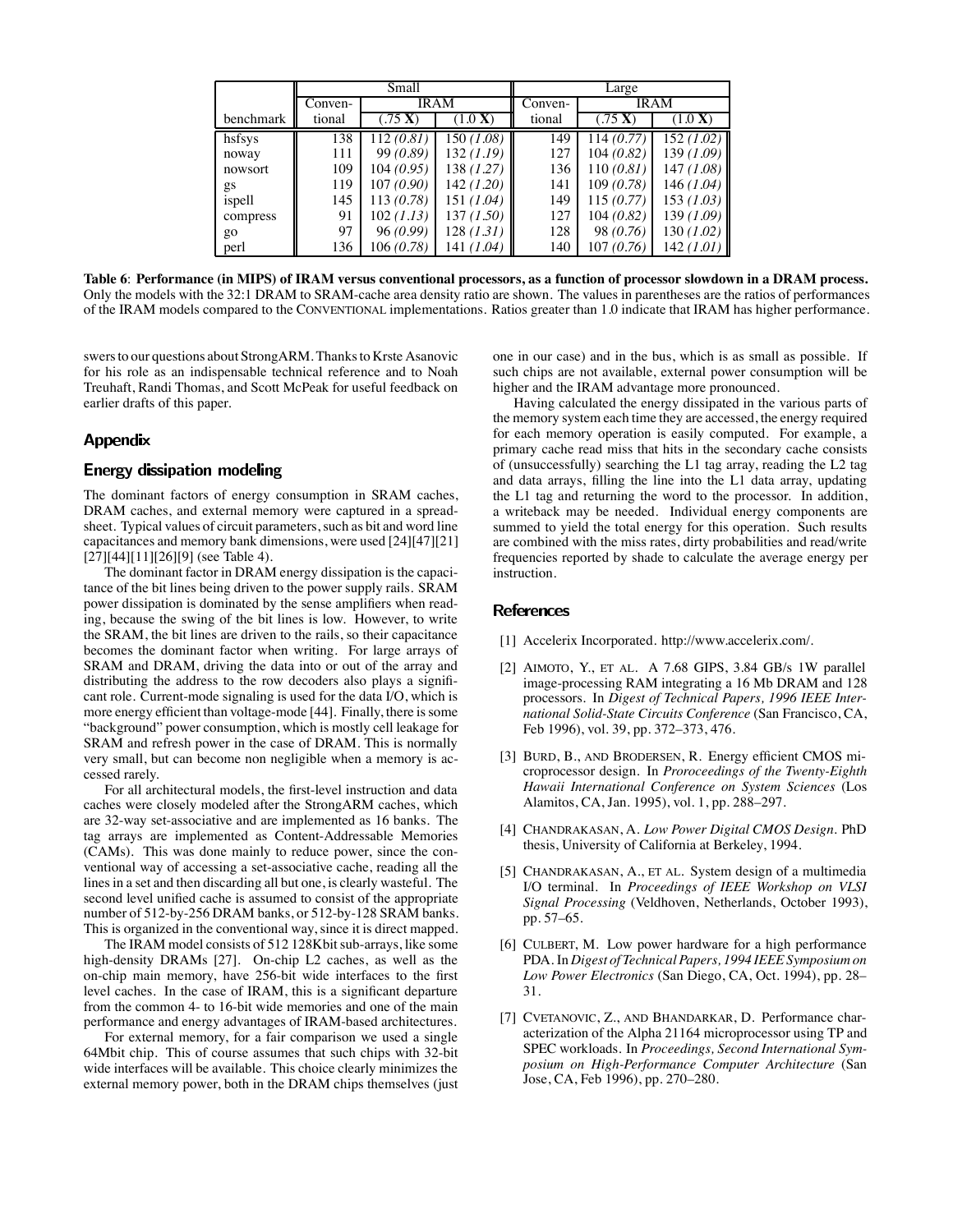| | Small | | | Large | | |
|---|---|---|---|---|---|---|
| | Conven- | IRAM | | Conven- | IRAM | |
| benchmark | tional | (.75 **X**) | (1.0 **X**) | tional | (.75 **X**) | (1.0 **X**) |
| hsfsys | 138 | 112 *(0.81)* | 150 *(1.08)* | 149 | 114 *(0.77)* | 152 *(1.02)* |
| noway | 111 | 99 *(0.89)* | 132 *(1.19)* | 127 | 104 *(0.82)* | 139 *(1.09)* |
| nowsort | 109 | 104 *(0.95)* | 138 *(1.27)* | 136 | 110 *(0.81)* | 147 *(1.08)* |
| gs | 119 | 107 *(0.90)* | 142 *(1.20)* | 141 | 109 *(0.78)* | 146 *(1.04)* |
| ispell | 145 | 113 *(0.78)* | 151 *(1.04)* | 149 | 115 *(0.77)* | 153 *(1.03)* |
| compress | 91 | 102 *(1.13)* | 137 *(1.50)* | 127 | 104 *(0.82)* | 139 *(1.09)* |
| go | 97 | 96 *(0.99)* | 128 *(1.31)* | 128 | 98 *(0.76)* | 130 *(1.02)* |
| perl | 136 | 106 *(0.78)* | 141 *(1.04)* | 140 | 107 *(0.76)* | 142 *(1.01)* |

**Table 6**: **Performance (in MIPS) of IRAM versus conventional processors, as a function of processor slowdown in a DRAM process.** Only the models with the 32:1 DRAM to SRAM-cache area density ratio are shown. The values in parentheses are the ratios of performances of the IRAM models compared to the CONVENTIONAL implementations. Ratios greater than 1.0 indicate that IRAM has higher performance.

swers to our questions about StrongARM. Thanks to Krste Asanovic for his role as an indispensable technical reference and to Noah Treuhaft, Randi Thomas, and Scott McPeak for useful feedback on earlier drafts of this paper.

## Appendix

### Energy dissipation modeling

The dominant factors of energy consumption in SRAM caches, DRAM caches, and external memory were captured in a spreadsheet. Typical values of circuit parameters, such as bit and word line capacitances and memory bank dimensions, were used [24][47][21][27][44][11][26][9] (see Table 4).

The dominant factor in DRAM energy dissipation is the capacitance of the bit lines being driven to the power supply rails. SRAM power dissipation is dominated by the sense amplifiers when reading, because the swing of the bit lines is low. However, to write the SRAM, the bit lines are driven to the rails, so their capacitance becomes the dominant factor when writing. For large arrays of SRAM and DRAM, driving the data into or out of the array and distributing the address to the row decoders also plays a significant role. Current-mode signaling is used for the data I/O, which is more energy efficient than voltage-mode [44]. Finally, there is some "background" power consumption, which is mostly cell leakage for SRAM and refresh power in the case of DRAM. This is normally very small, but can become non negligible when a memory is accessed rarely.

For all architectural models, the first-level instruction and data caches were closely modeled after the StrongARM caches, which are 32-way set-associative and are implemented as 16 banks. The tag arrays are implemented as Content-Addressable Memories (CAMs). This was done mainly to reduce power, since the conventional way of accessing a set-associative cache, reading all the lines in a set and then discarding all but one, is clearly wasteful. The second level unified cache is assumed to consist of the appropriate number of 512-by-256 DRAM banks, or 512-by-128 SRAM banks. This is organized in the conventional way, since it is direct mapped.

The IRAM model consists of 512 128Kbit sub-arrays, like some high-density DRAMs [27]. On-chip L2 caches, as well as the on-chip main memory, have 256-bit wide interfaces to the first level caches. In the case of IRAM, this is a significant departure from the common 4- to 16-bit wide memories and one of the main performance and energy advantages of IRAM-based architectures.

For external memory, for a fair comparison we used a single 64Mbit chip. This of course assumes that such chips with 32-bit wide interfaces will be available. This choice clearly minimizes the external memory power, both in the DRAM chips themselves (just one in our case) and in the bus, which is as small as possible. If such chips are not available, external power consumption will be higher and the IRAM advantage more pronounced.

Having calculated the energy dissipated in the various parts of the memory system each time they are accessed, the energy required for each memory operation is easily computed. For example, a primary cache read miss that hits in the secondary cache consists of (unsuccessfully) searching the L1 tag array, reading the L2 tag and data arrays, filling the line into the L1 data array, updating the L1 tag and returning the word to the processor. In addition, a writeback may be needed. Individual energy components are summed to yield the total energy for this operation. Such results are combined with the miss rates, dirty probabilities and read/write frequencies reported by shade to calculate the average energy per instruction.

## References

[1] Accelerix Incorporated. http://www.accelerix.com/.

[2] AIMOTO, Y., ET AL. A 7.68 GIPS, 3.84 GB/s 1W parallel image-processing RAM integrating a 16 Mb DRAM and 128 processors. In *Digest of Technical Papers, 1996 IEEE International Solid-State Circuits Conference* (San Francisco, CA, Feb 1996), vol. 39, pp. 372–373, 476.

[3] BURD, B., AND BRODERSEN, R. Energy efficient CMOS microprocessor design. In *Proroceedings of the Twenty-Eighth Hawaii International Conference on System Sciences* (Los Alamitos, CA, Jan. 1995), vol. 1, pp. 288–297.

[4] CHANDRAKASAN, A. *Low Power Digital CMOS Design*. PhD thesis, University of California at Berkeley, 1994.

[5] CHANDRAKASAN, A., ET AL. System design of a multimedia I/O terminal. In *Proceedings of IEEE Workshop on VLSI Signal Processing* (Veldhoven, Netherlands, October 1993), pp. 57–65.

[6] CULBERT, M. Low power hardware for a high performance PDA. In *Digest of Technical Papers, 1994 IEEE Symposium on Low Power Electronics* (San Diego, CA, Oct. 1994), pp. 28–31.

[7] CVETANOVIC, Z., AND BHANDARKAR, D. Performance characterization of the Alpha 21164 microprocessor using TP and SPEC workloads. In *Proceedings, Second International Symposium on High-Performance Computer Architecture* (San Jose, CA, Feb 1996), pp. 270–280.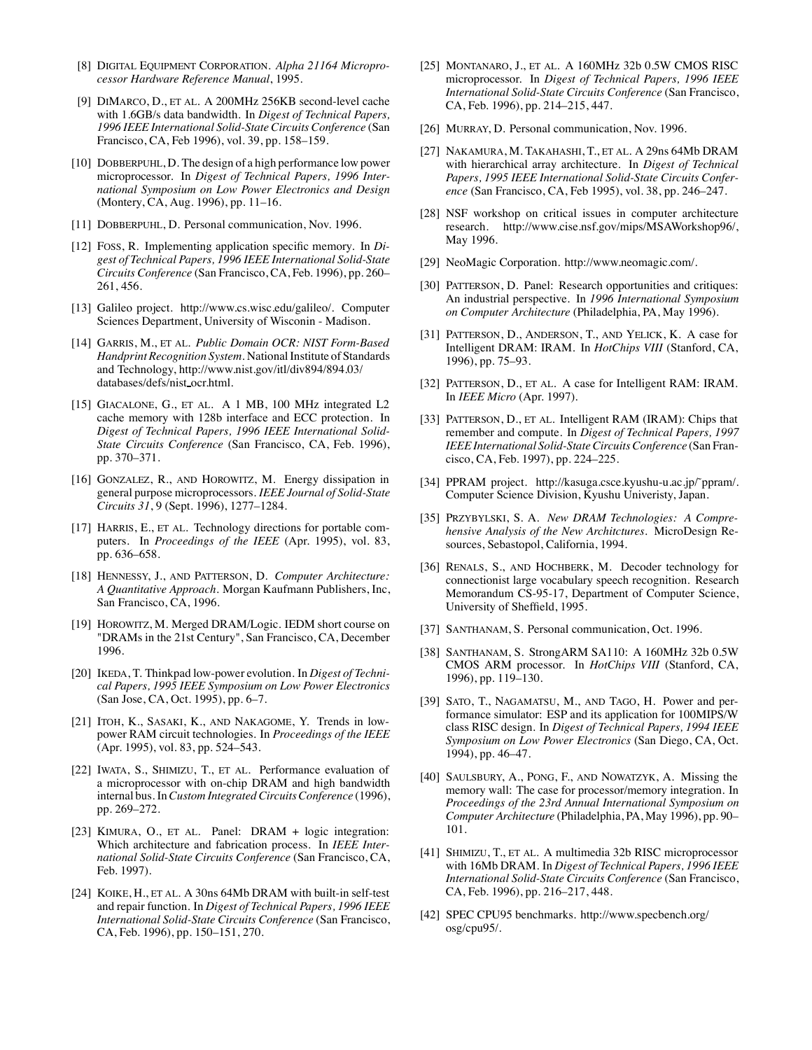[8] Digital Equipment Corporation. *Alpha 21164 Microprocessor Hardware Reference Manual*, 1995.

[9] DiMarco, D., et al. A 200MHz 256KB second-level cache with 1.6GB/s data bandwidth. In *Digest of Technical Papers, 1996 IEEE International Solid-State Circuits Conference* (San Francisco, CA, Feb 1996), vol. 39, pp. 158–159.

[10] Dobberpuhl, D. The design of a high performance low power microprocessor. In *Digest of Technical Papers, 1996 International Symposium on Low Power Electronics and Design* (Montery, CA, Aug. 1996), pp. 11–16.

[11] Dobberpuhl, D. Personal communication, Nov. 1996.

[12] Foss, R. Implementing application specific memory. In *Digest of Technical Papers, 1996 IEEE International Solid-State Circuits Conference* (San Francisco, CA, Feb. 1996), pp. 260–261, 456.

[13] Galileo project. http://www.cs.wisc.edu/galileo/. Computer Sciences Department, University of Wisconin - Madison.

[14] Garris, M., et al. *Public Domain OCR: NIST Form-Based Handprint Recognition System*. National Institute of Standards and Technology, http://www.nist.gov/itl/div894/894.03/databases/defs/nist_ocr.html.

[15] Giacalone, G., et al. A 1 MB, 100 MHz integrated L2 cache memory with 128b interface and ECC protection. In *Digest of Technical Papers, 1996 IEEE International Solid-State Circuits Conference* (San Francisco, CA, Feb. 1996), pp. 370–371.

[16] Gonzalez, R., and Horowitz, M. Energy dissipation in general purpose microprocessors. *IEEE Journal of Solid-State Circuits 31*, 9 (Sept. 1996), 1277–1284.

[17] Harris, E., et al. Technology directions for portable computers. In *Proceedings of the IEEE* (Apr. 1995), vol. 83, pp. 636–658.

[18] Hennessy, J., and Patterson, D. *Computer Architecture: A Quantitative Approach*. Morgan Kaufmann Publishers, Inc, San Francisco, CA, 1996.

[19] Horowitz, M. Merged DRAM/Logic. IEDM short course on "DRAMs in the 21st Century", San Francisco, CA, December 1996.

[20] Ikeda, T. Thinkpad low-power evolution. In *Digest of Technical Papers, 1995 IEEE Symposium on Low Power Electronics* (San Jose, CA, Oct. 1995), pp. 6–7.

[21] Itoh, K., Sasaki, K., and Nakagome, Y. Trends in low-power RAM circuit technologies. In *Proceedings of the IEEE* (Apr. 1995), vol. 83, pp. 524–543.

[22] Iwata, S., Shimizu, T., et al. Performance evaluation of a microprocessor with on-chip DRAM and high bandwidth internal bus. In *Custom Integrated Circuits Conference* (1996), pp. 269–272.

[23] Kimura, O., et al. Panel: DRAM + logic integration: Which architecture and fabrication process. In *IEEE International Solid-State Circuits Conference* (San Francisco, CA, Feb. 1997).

[24] Koike, H., et al. A 30ns 64Mb DRAM with built-in self-test and repair function. In *Digest of Technical Papers, 1996 IEEE International Solid-State Circuits Conference* (San Francisco, CA, Feb. 1996), pp. 150–151, 270.

[25] Montanaro, J., et al. A 160MHz 32b 0.5W CMOS RISC microprocessor. In *Digest of Technical Papers, 1996 IEEE International Solid-State Circuits Conference* (San Francisco, CA, Feb. 1996), pp. 214–215, 447.

[26] Murray, D. Personal communication, Nov. 1996.

[27] Nakamura, M. Takahashi, T., et al. A 29ns 64Mb DRAM with hierarchical array architecture. In *Digest of Technical Papers, 1995 IEEE International Solid-State Circuits Conference* (San Francisco, CA, Feb 1995), vol. 38, pp. 246–247.

[28] NSF workshop on critical issues in computer architecture research. http://www.cise.nsf.gov/mips/MSAWorkshop96/, May 1996.

[29] NeoMagic Corporation. http://www.neomagic.com/.

[30] Patterson, D. Panel: Research opportunities and critiques: An industrial perspective. In *1996 International Symposium on Computer Architecture* (Philadelphia, PA, May 1996).

[31] Patterson, D., Anderson, T., and Yelick, K. A case for Intelligent DRAM: IRAM. In *HotChips VIII* (Stanford, CA, 1996), pp. 75–93.

[32] Patterson, D., et al. A case for Intelligent RAM: IRAM. In *IEEE Micro* (Apr. 1997).

[33] Patterson, D., et al. Intelligent RAM (IRAM): Chips that remember and compute. In *Digest of Technical Papers, 1997 IEEE International Solid-State Circuits Conference* (San Francisco, CA, Feb. 1997), pp. 224–225.

[34] PPRAM project. http://kasuga.csce.kyushu-u.ac.jp/~ppram/. Computer Science Division, Kyushu Univeristy, Japan.

[35] Przybylski, S. A. *New DRAM Technologies: A Comprehensive Analysis of the New Architctures*. MicroDesign Resources, Sebastopol, California, 1994.

[36] Renals, S., and Hochberk, M. Decoder technology for connectionist large vocabulary speech recognition. Research Memorandum CS-95-17, Department of Computer Science, University of Sheffield, 1995.

[37] Santhanam, S. Personal communication, Oct. 1996.

[38] Santhanam, S. StrongARM SA110: A 160MHz 32b 0.5W CMOS ARM processor. In *HotChips VIII* (Stanford, CA, 1996), pp. 119–130.

[39] Sato, T., Nagamatsu, M., and Tago, H. Power and performance simulator: ESP and its application for 100MIPS/W class RISC design. In *Digest of Technical Papers, 1994 IEEE Symposium on Low Power Electronics* (San Diego, CA, Oct. 1994), pp. 46–47.

[40] Saulsbury, A., Pong, F., and Nowatzyk, A. Missing the memory wall: The case for processor/memory integration. In *Proceedings of the 23rd Annual International Symposium on Computer Architecture* (Philadelphia, PA, May 1996), pp. 90–101.

[41] Shimizu, T., et al. A multimedia 32b RISC microprocessor with 16Mb DRAM. In *Digest of Technical Papers, 1996 IEEE International Solid-State Circuits Conference* (San Francisco, CA, Feb. 1996), pp. 216–217, 448.

[42] SPEC CPU95 benchmarks. http://www.specbench.org/osg/cpu95/.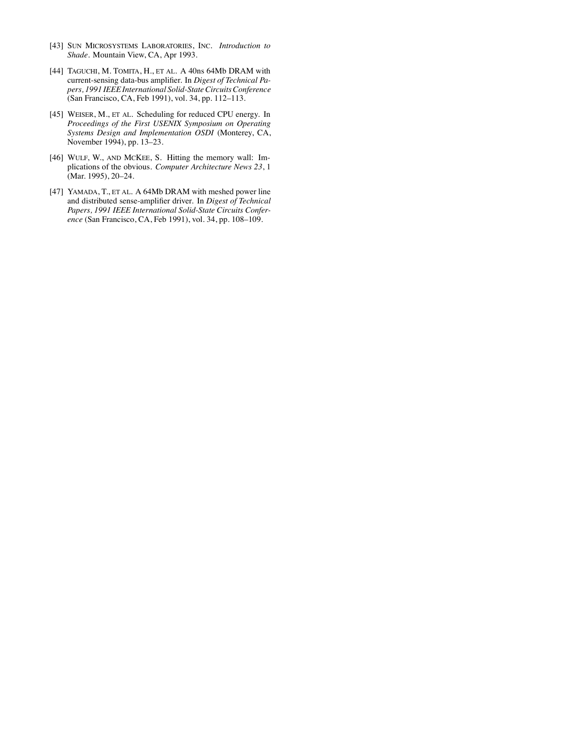[43] SUN MICROSYSTEMS LABORATORIES, INC. *Introduction to Shade*. Mountain View, CA, Apr 1993.

[44] TAGUCHI, M. TOMITA, H., ET AL. A 40ns 64Mb DRAM with current-sensing data-bus amplifier. In *Digest of Technical Papers, 1991 IEEE International Solid-State Circuits Conference* (San Francisco, CA, Feb 1991), vol. 34, pp. 112–113.

[45] WEISER, M., ET AL. Scheduling for reduced CPU energy. In *Proceedings of the First USENIX Symposium on Operating Systems Design and Implementation OSDI* (Monterey, CA, November 1994), pp. 13–23.

[46] WULF, W., AND MCKEE, S. Hitting the memory wall: Implications of the obvious. *Computer Architecture News 23*, 1 (Mar. 1995), 20–24.

[47] YAMADA, T., ET AL. A 64Mb DRAM with meshed power line and distributed sense-amplifier driver. In *Digest of Technical Papers, 1991 IEEE International Solid-State Circuits Conference* (San Francisco, CA, Feb 1991), vol. 34, pp. 108–109.